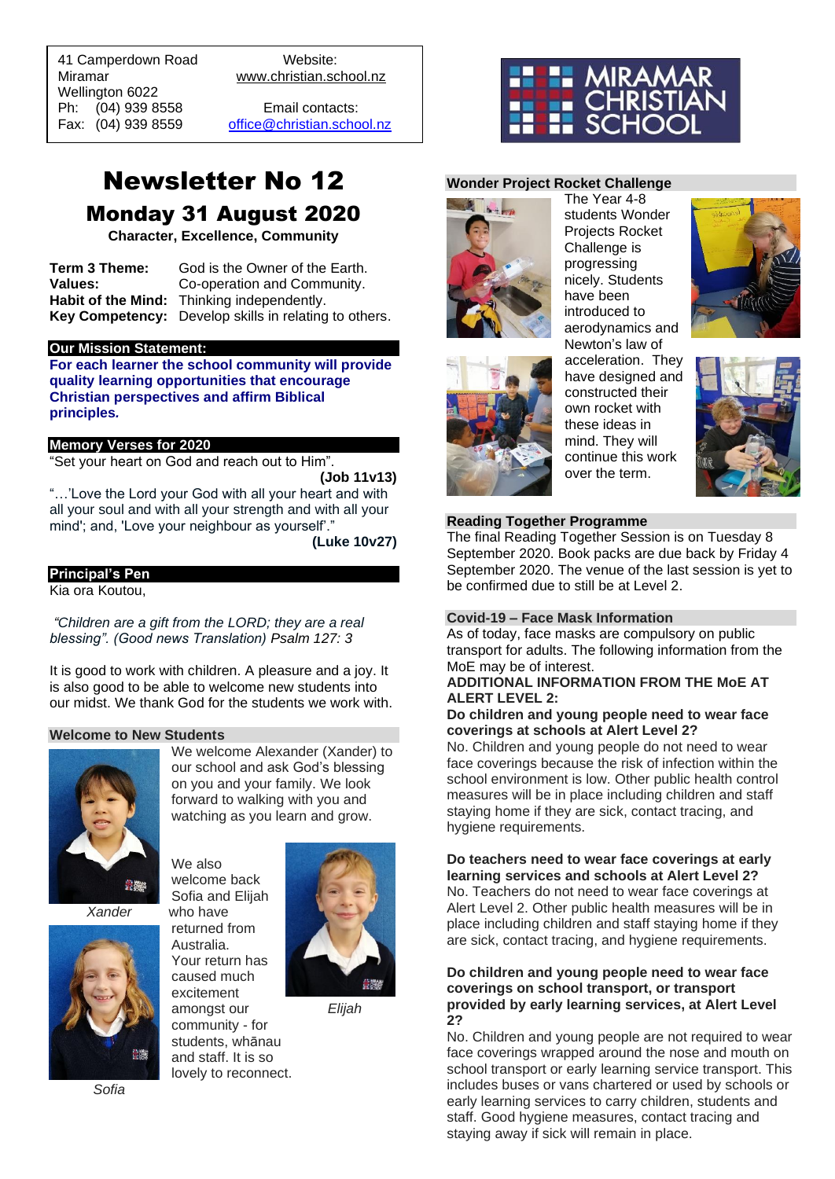41 Camperdown Road
Miramar
Wellington 6022
Ph: (04) 939 8558
Fax: (04) 939 8559

Website:
www.christian.school.nz

Email contacts:
office@christian.school.nz

MIRAMAR CHRISTIAN SCHOOL

# Newsletter No 12

## Monday 31 August 2020

**Character, Excellence, Community**

| | |
|---|---|
| **Term 3 Theme:** | God is the Owner of the Earth. |
| **Values:** | Co-operation and Community. |
| **Habit of the Mind:** | Thinking independently. |
| **Key Competency:** | Develop skills in relating to others. |

### Our Mission Statement:

**For each learner the school community will provide quality learning opportunities that encourage Christian perspectives and affirm Biblical principles.**

### Memory Verses for 2020

"Set your heart on God and reach out to Him".
**(Job 11v13)**

"…'Love the Lord your God with all your heart and with all your soul and with all your strength and with all your mind'; and, 'Love your neighbour as yourself'."
**(Luke 10v27)**

### Principal's Pen

Kia ora Koutou,

*"Children are a gift from the LORD; they are a real blessing". (Good news Translation) Psalm 127: 3*

It is good to work with children. A pleasure and a joy. It is also good to be able to welcome new students into our midst. We thank God for the students we work with.

### Welcome to New Students

We welcome Alexander (Xander) to our school and ask God's blessing on you and your family. We look forward to walking with you and watching as you learn and grow.

*Xander*

We also welcome back Sofia and Elijah who have returned from Australia. Your return has caused much excitement amongst our community - for students, whānau and staff. It is so lovely to reconnect.

*Elijah*

*Sofia*

### Wonder Project Rocket Challenge

The Year 4-8 students Wonder Projects Rocket Challenge is progressing nicely. Students have been introduced to aerodynamics and Newton's law of acceleration. They have designed and constructed their own rocket with these ideas in mind. They will continue this work over the term.

### Reading Together Programme

The final Reading Together Session is on Tuesday 8 September 2020. Book packs are due back by Friday 4 September 2020. The venue of the last session is yet to be confirmed due to still be at Level 2.

### Covid-19 – Face Mask Information

As of today, face masks are compulsory on public transport for adults. The following information from the MoE may be of interest.

**ADDITIONAL INFORMATION FROM THE MoE AT ALERT LEVEL 2:**

**Do children and young people need to wear face coverings at schools at Alert Level 2?**

No. Children and young people do not need to wear face coverings because the risk of infection within the school environment is low. Other public health control measures will be in place including children and staff staying home if they are sick, contact tracing, and hygiene requirements.

**Do teachers need to wear face coverings at early learning services and schools at Alert Level 2?**

No. Teachers do not need to wear face coverings at Alert Level 2. Other public health measures will be in place including children and staff staying home if they are sick, contact tracing, and hygiene requirements.

**Do children and young people need to wear face coverings on school transport, or transport provided by early learning services, at Alert Level 2?**

No. Children and young people are not required to wear face coverings wrapped around the nose and mouth on school transport or early learning service transport. This includes buses or vans chartered or used by schools or early learning services to carry children, students and staff. Good hygiene measures, contact tracing and staying away if sick will remain in place.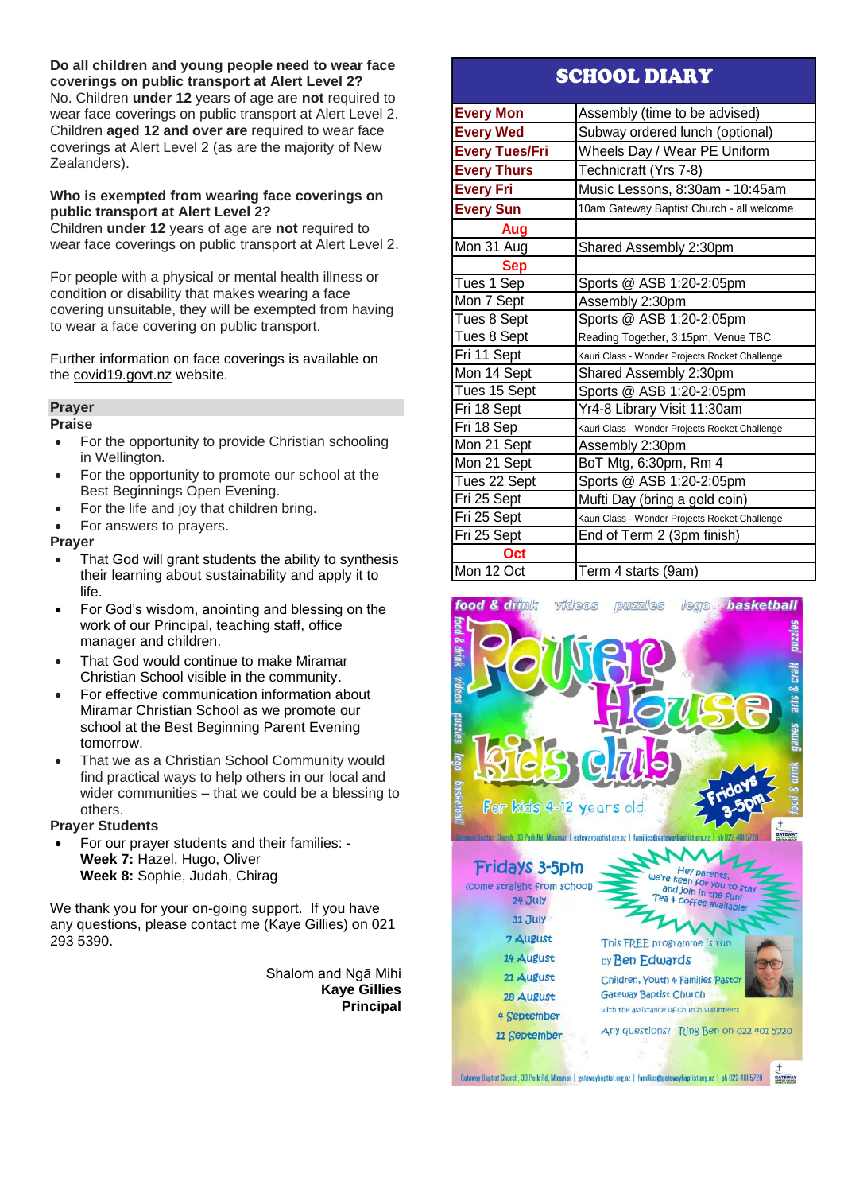**Do all children and young people need to wear face coverings on public transport at Alert Level 2?**
No. Children **under 12** years of age are **not** required to wear face coverings on public transport at Alert Level 2. Children **aged 12 and over are** required to wear face coverings at Alert Level 2 (as are the majority of New Zealanders).

**Who is exempted from wearing face coverings on public transport at Alert Level 2?**
Children **under 12** years of age are **not** required to wear face coverings on public transport at Alert Level 2.

For people with a physical or mental health illness or condition or disability that makes wearing a face covering unsuitable, they will be exempted from having to wear a face covering on public transport.

Further information on face coverings is available on the covid19.govt.nz website.

## Prayer

**Praise**

- For the opportunity to provide Christian schooling in Wellington.
- For the opportunity to promote our school at the Best Beginnings Open Evening.
- For the life and joy that children bring.
- For answers to prayers.

**Prayer**

- That God will grant students the ability to synthesis their learning about sustainability and apply it to life.
- For God's wisdom, anointing and blessing on the work of our Principal, teaching staff, office manager and children.
- That God would continue to make Miramar Christian School visible in the community.
- For effective communication information about Miramar Christian School as we promote our school at the Best Beginning Parent Evening tomorrow.
- That we as a Christian School Community would find practical ways to help others in our local and wider communities – that we could be a blessing to others.

**Prayer Students**

- For our prayer students and their families: -
  **Week 7:** Hazel, Hugo, Oliver
  **Week 8:** Sophie, Judah, Chirag

We thank you for your on-going support. If you have any questions, please contact me (Kaye Gillies) on 021 293 5390.

Shalom and Ngā Mihi
**Kaye Gillies**
**Principal**

## SCHOOL DIARY

| | |
|---|---|
| **Every Mon** | Assembly (time to be advised) |
| **Every Wed** | Subway ordered lunch (optional) |
| **Every Tues/Fri** | Wheels Day / Wear PE Uniform |
| **Every Thurs** | Technicraft (Yrs 7-8) |
| **Every Fri** | Music Lessons, 8:30am - 10:45am |
| **Every Sun** | 10am Gateway Baptist Church - all welcome |
| **Aug** | |
| Mon 31 Aug | Shared Assembly 2:30pm |
| **Sep** | |
| Tues 1 Sep | Sports @ ASB 1:20-2:05pm |
| Mon 7 Sept | Assembly 2:30pm |
| Tues 8 Sept | Sports @ ASB 1:20-2:05pm |
| Tues 8 Sept | Reading Together, 3:15pm, Venue TBC |
| Fri 11 Sept | Kauri Class - Wonder Projects Rocket Challenge |
| Mon 14 Sept | Shared Assembly 2:30pm |
| Tues 15 Sept | Sports @ ASB 1:20-2:05pm |
| Fri 18 Sept | Yr4-8 Library Visit 11:30am |
| Fri 18 Sep | Kauri Class - Wonder Projects Rocket Challenge |
| Mon 21 Sept | Assembly 2:30pm |
| Mon 21 Sept | BoT Mtg, 6:30pm, Rm 4 |
| Tues 22 Sept | Sports @ ASB 1:20-2:05pm |
| Fri 25 Sept | Mufti Day (bring a gold coin) |
| Fri 25 Sept | Kauri Class - Wonder Projects Rocket Challenge |
| Fri 25 Sept | End of Term 2 (3pm finish) |
| **Oct** | |
| Mon 12 Oct | Term 4 starts (9am) |

**Power House Kids Club**

food & drink · videos · puzzles · lego · basketball · arts & craft · games

For kids 4-12 years old — Fridays 3-5pm

Fridays 3-5pm (come straight from school)
24 July
31 July
7 August
14 August
21 August
28 August
4 September
11 September

Hey parents, we're keen for you to stay and join in the fun! Tea + coffee available!

This FREE programme is run by Ben Edwards, Children, Youth + Families Pastor, Gateway Baptist Church, with the assistance of church volunteers

Any questions? Ring Ben on 022 401 5720

Gateway Baptist Church, 33 Park Rd, Miramar | gatewaybaptist.org.nz | families@gatewaybaptist.org.nz | ph 022 401 5720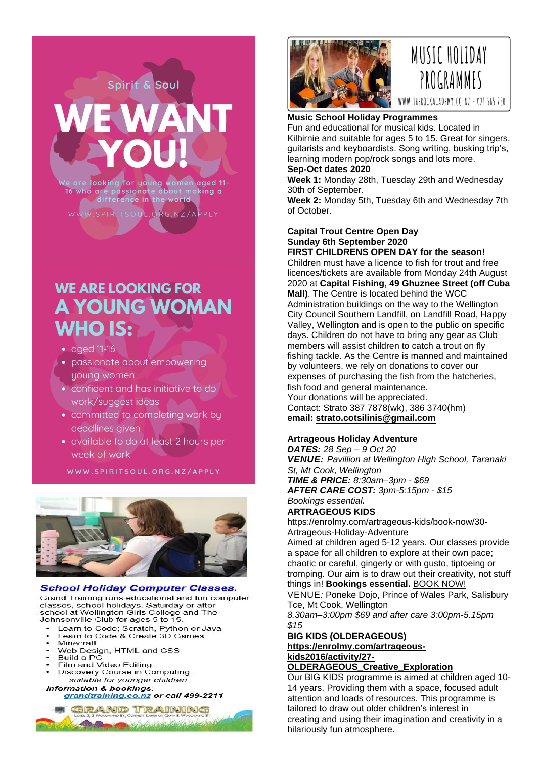Spirit & Soul

# WE WANT YOU!

We are looking for young women aged 11-16 who are passionate about making a difference in the world

WWW.SPIRITSOUL.ORG.NZ/APPLY

## WE ARE LOOKING FOR A YOUNG WOMAN WHO IS:

- aged 11-16
- passionate about empowering young women
- confident and has initiative to do work/suggest ideas
- committed to completing work by deadlines given
- available to do at least 2 hours per week of work

WWW.SPIRITSOUL.ORG.NZ/APPLY

**School Holiday Computer Classes.**

Grand Training runs educational and fun computer classes, school holidays, Saturday or after school at Wellington Girls College and The Johnsonville Club for ages 5 to 15.

- Learn to Code; Scratch, Python or Java
- Learn to Code & Create 3D Games.
- Minecraft
- Web Design, HTML and CSS
- Build a PC
- Film and Video Editing
- Discovery Course in Computing - *suitable for younger children*

***Information & bookings:*** grandtraining.co.nz ***or call 499-2211***

GRAND TRAINING

LEVEL 2, 2 WOODWARD ST, CORNER LAMBTON QUAY & WOODWARD ST

MUSIC HOLIDAY PROGRAMMES

WWW.THEROCKACADEMY.CO.NZ - 021 565 750

**Music School Holiday Programmes**

Fun and educational for musical kids. Located in Kilbirnie and suitable for ages 5 to 15. Great for singers, guitarists and keyboardists. Song writing, busking trip's, learning modern pop/rock songs and lots more.

**Sep-Oct dates 2020**

**Week 1:** Monday 28th, Tuesday 29th and Wednesday 30th of September.

**Week 2:** Monday 5th, Tuesday 6th and Wednesday 7th of October.

**Capital Trout Centre Open Day**
**Sunday 6th September 2020**
**FIRST CHILDRENS OPEN DAY for the season!**

Children must have a licence to fish for trout and free licences/tickets are available from Monday 24th August 2020 at **Capital Fishing, 49 Ghuznee Street (off Cuba Mall)**. The Centre is located behind the WCC Administration buildings on the way to the Wellington City Council Southern Landfill, on Landfill Road, Happy Valley, Wellington and is open to the public on specific days. Children do not have to bring any gear as Club members will assist children to catch a trout on fly fishing tackle. As the Centre is manned and maintained by volunteers, we rely on donations to cover our expenses of purchasing the fish from the hatcheries, fish food and general maintenance.

Your donations will be appreciated.

Contact: Strato 387 7878(wk), 386 3740(hm)

**email: strato.cotsilinis@gmail.com**

**Artrageous Holiday Adventure**

***DATES:*** *28 Sep – 9 Oct 20*

***VENUE:*** *Pavillion at Wellington High School, Taranaki St, Mt Cook, Wellington*

***TIME & PRICE:*** *8:30am–3pm - $69*

***AFTER CARE COST:*** *3pm-5:15pm - $15*

*Bookings essential.*

**ARTRAGEOUS KIDS**

https://enrolmy.com/artrageous-kids/book-now/30-Artrageous-Holiday-Adventure

Aimed at children aged 5-12 years. Our classes provide a space for all children to explore at their own pace; chaotic or careful, gingerly or with gusto, tiptoeing or tromping. Our aim is to draw out their creativity, not stuff things in! **Bookings essential.** BOOK NOW!

VENUE*:* Poneke Dojo, Prince of Wales Park, Salisbury Tce, Mt Cook, Wellington

*8.30am–3:00pm $69 and after care 3:00pm-5.15pm $15*

**BIG KIDS (OLDERAGEOUS)**

**https://enrolmy.com/artrageous-kids2016/activity/27-OLDERAGEOUS_Creative_Exploration**

Our BIG KIDS programme is aimed at children aged 10-14 years. Providing them with a space, focused adult attention and loads of resources. This programme is tailored to draw out older children's interest in creating and using their imagination and creativity in a hilariously fun atmosphere.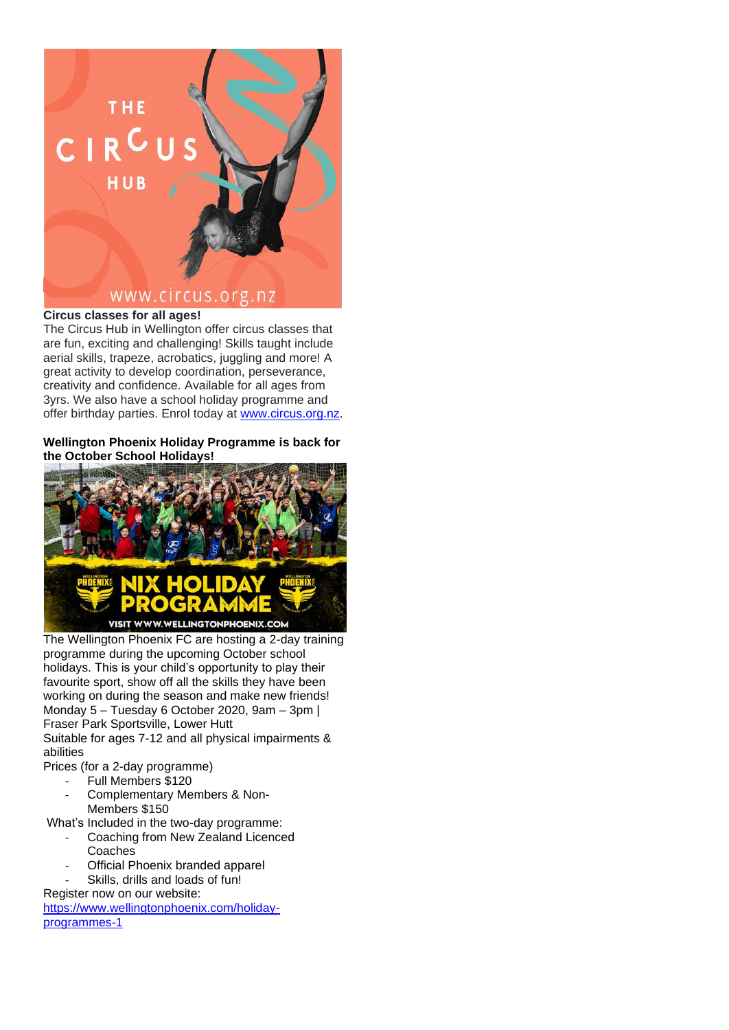**Circus classes for all ages!**

The Circus Hub in Wellington offer circus classes that are fun, exciting and challenging! Skills taught include aerial skills, trapeze, acrobatics, juggling and more! A great activity to develop coordination, perseverance, creativity and confidence. Available for all ages from 3yrs. We also have a school holiday programme and offer birthday parties. Enrol today at [www.circus.org.nz](http://www.circus.org.nz).

**Wellington Phoenix Holiday Programme is back for the October School Holidays!**

The Wellington Phoenix FC are hosting a 2-day training programme during the upcoming October school holidays. This is your child's opportunity to play their favourite sport, show off all the skills they have been working on during the season and make new friends!

Monday 5 – Tuesday 6 October 2020, 9am – 3pm | Fraser Park Sportsville, Lower Hutt

Suitable for ages 7-12 and all physical impairments & abilities

Prices (for a 2-day programme)

- Full Members $120
- Complementary Members & Non-Members $150

What's Included in the two-day programme:

- Coaching from New Zealand Licenced Coaches
- Official Phoenix branded apparel
- Skills, drills and loads of fun!

Register now on our website:
[https://www.wellingtonphoenix.com/holiday-programmes-1](https://www.wellingtonphoenix.com/holiday-programmes-1)